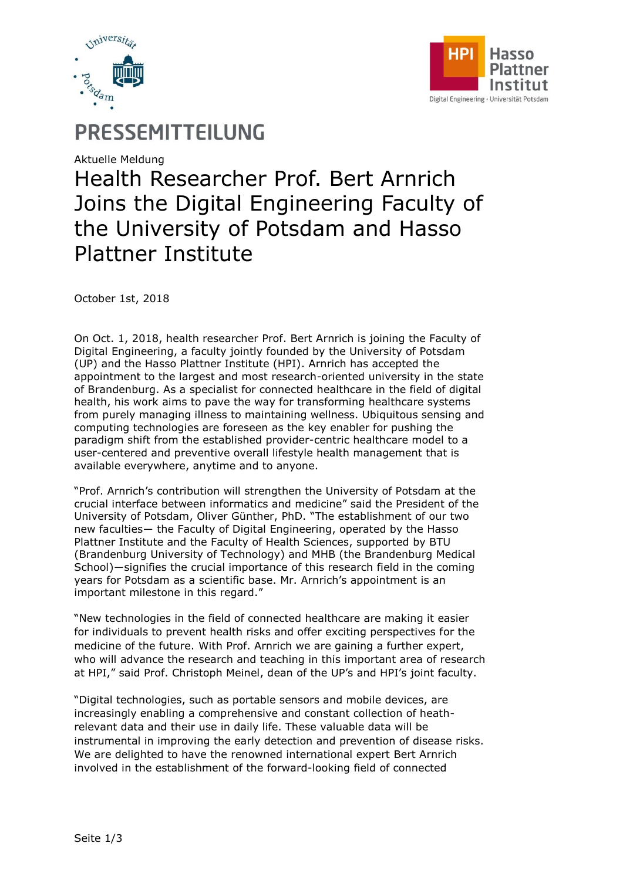# PRESSEMITTEILUNG

Aktuelle Meldung

## Health Researcher Prof. Bert Arnrich Joins the Digital Engineering Faculty of the University of Potsdam and Hasso Plattner Institute

October 1st, 2018

On Oct. 1, 2018, health researcher Prof. Bert Arnrich is joining the Faculty of Digital Engineering, a faculty jointly founded by the University of Potsdam (UP) and the Hasso Plattner Institute (HPI). Arnrich has accepted the appointment to the largest and most research-oriented university in the state of Brandenburg. As a specialist for connected healthcare in the field of digital health, his work aims to pave the way for transforming healthcare systems from purely managing illness to maintaining wellness. Ubiquitous sensing and computing technologies are foreseen as the key enabler for pushing the paradigm shift from the established provider-centric healthcare model to a user-centered and preventive overall lifestyle health management that is available everywhere, anytime and to anyone.

"Prof. Arnrich's contribution will strengthen the University of Potsdam at the crucial interface between informatics and medicine" said the President of the University of Potsdam, Oliver Günther, PhD. "The establishment of our two new faculties— the Faculty of Digital Engineering, operated by the Hasso Plattner Institute and the Faculty of Health Sciences, supported by BTU (Brandenburg University of Technology) and MHB (the Brandenburg Medical School)—signifies the crucial importance of this research field in the coming years for Potsdam as a scientific base. Mr. Arnrich's appointment is an important milestone in this regard."

"New technologies in the field of connected healthcare are making it easier for individuals to prevent health risks and offer exciting perspectives for the medicine of the future. With Prof. Arnrich we are gaining a further expert, who will advance the research and teaching in this important area of research at HPI," said Prof. Christoph Meinel, dean of the UP's and HPI's joint faculty.

"Digital technologies, such as portable sensors and mobile devices, are increasingly enabling a comprehensive and constant collection of heath-relevant data and their use in daily life. These valuable data will be instrumental in improving the early detection and prevention of disease risks. We are delighted to have the renowned international expert Bert Arnrich involved in the establishment of the forward-looking field of connected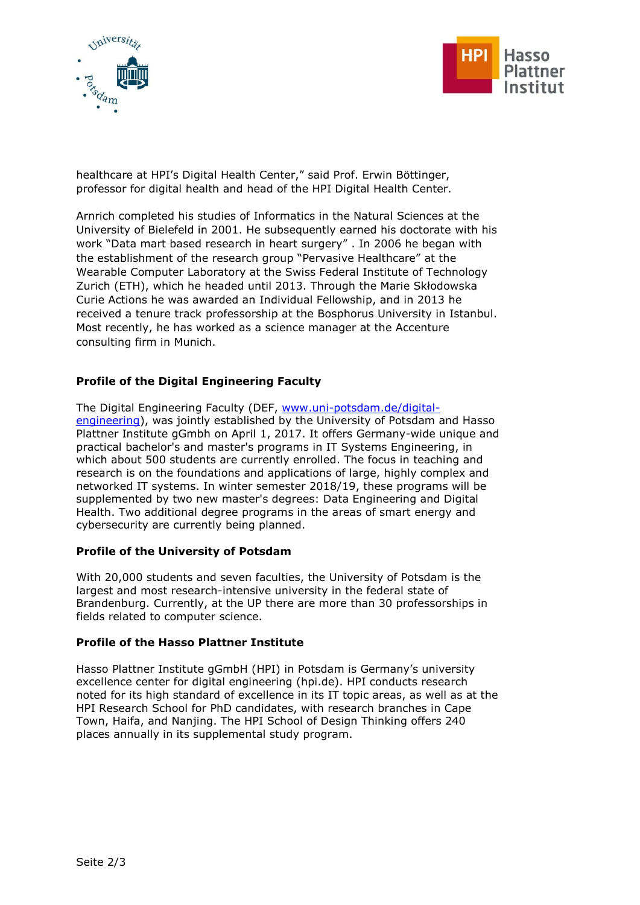healthcare at HPI's Digital Health Center," said Prof. Erwin Böttinger, professor for digital health and head of the HPI Digital Health Center.

Arnrich completed his studies of Informatics in the Natural Sciences at the University of Bielefeld in 2001. He subsequently earned his doctorate with his work "Data mart based research in heart surgery" . In 2006 he began with the establishment of the research group "Pervasive Healthcare" at the Wearable Computer Laboratory at the Swiss Federal Institute of Technology Zurich (ETH), which he headed until 2013. Through the Marie Skłodowska Curie Actions he was awarded an Individual Fellowship, and in 2013 he received a tenure track professorship at the Bosphorus University in Istanbul. Most recently, he has worked as a science manager at the Accenture consulting firm in Munich.

**Profile of the Digital Engineering Faculty**

The Digital Engineering Faculty (DEF, [www.uni-potsdam.de/digital-engineering](http://www.uni-potsdam.de/digital-engineering)), was jointly established by the University of Potsdam and Hasso Plattner Institute gGmbh on April 1, 2017. It offers Germany-wide unique and practical bachelor's and master's programs in IT Systems Engineering, in which about 500 students are currently enrolled. The focus in teaching and research is on the foundations and applications of large, highly complex and networked IT systems. In winter semester 2018/19, these programs will be supplemented by two new master's degrees: Data Engineering and Digital Health. Two additional degree programs in the areas of smart energy and cybersecurity are currently being planned.

**Profile of the University of Potsdam**

With 20,000 students and seven faculties, the University of Potsdam is the largest and most research-intensive university in the federal state of Brandenburg. Currently, at the UP there are more than 30 professorships in fields related to computer science.

**Profile of the Hasso Plattner Institute**

Hasso Plattner Institute gGmbH (HPI) in Potsdam is Germany's university excellence center for digital engineering (hpi.de). HPI conducts research noted for its high standard of excellence in its IT topic areas, as well as at the HPI Research School for PhD candidates, with research branches in Cape Town, Haifa, and Nanjing. The HPI School of Design Thinking offers 240 places annually in its supplemental study program.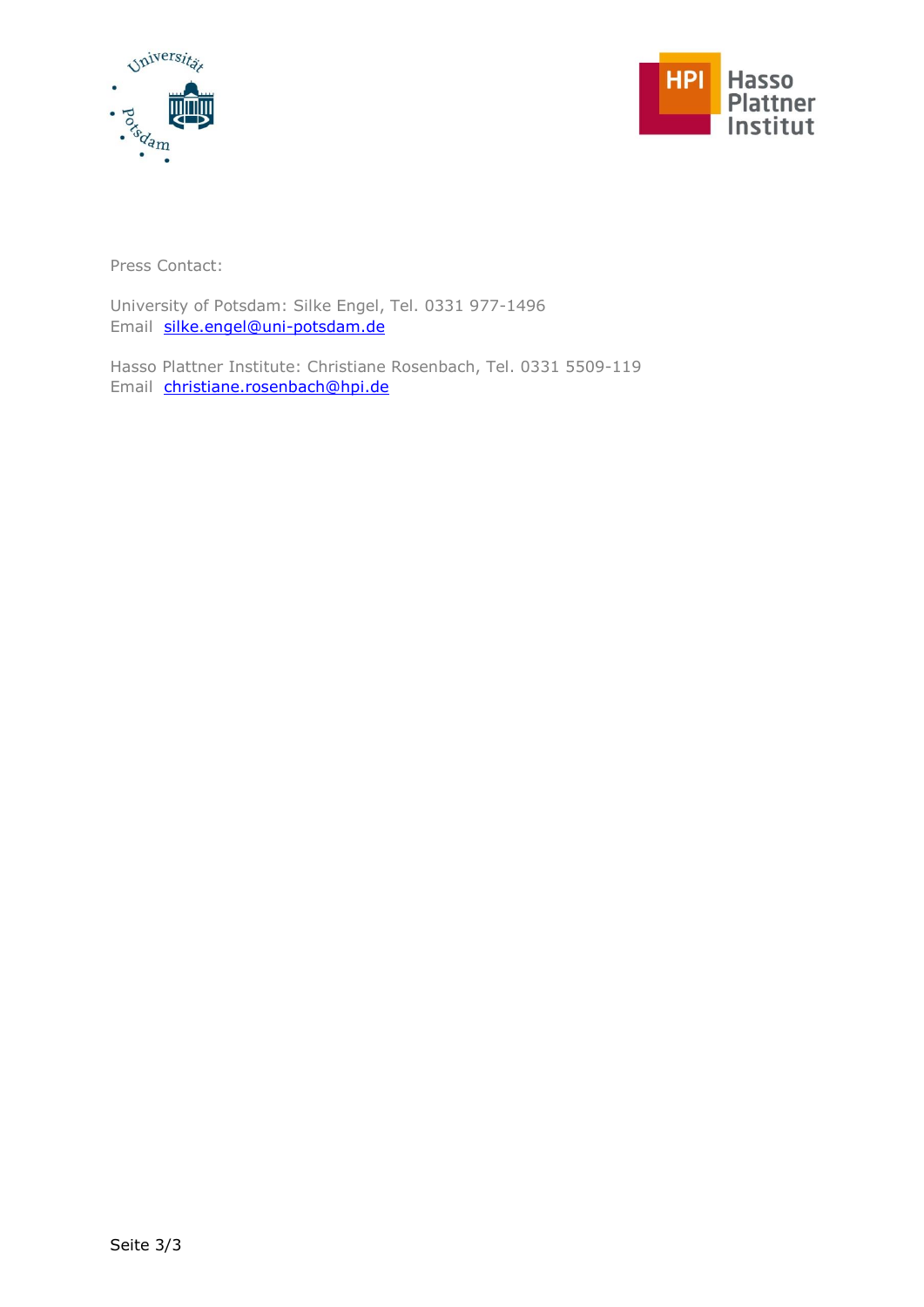Press Contact:

University of Potsdam: Silke Engel, Tel. 0331 977-1496
Email [silke.engel@uni-potsdam.de](mailto:silke.engel@uni-potsdam.de)

Hasso Plattner Institute: Christiane Rosenbach, Tel. 0331 5509-119
Email [christiane.rosenbach@hpi.de](mailto:christiane.rosenbach@hpi.de)